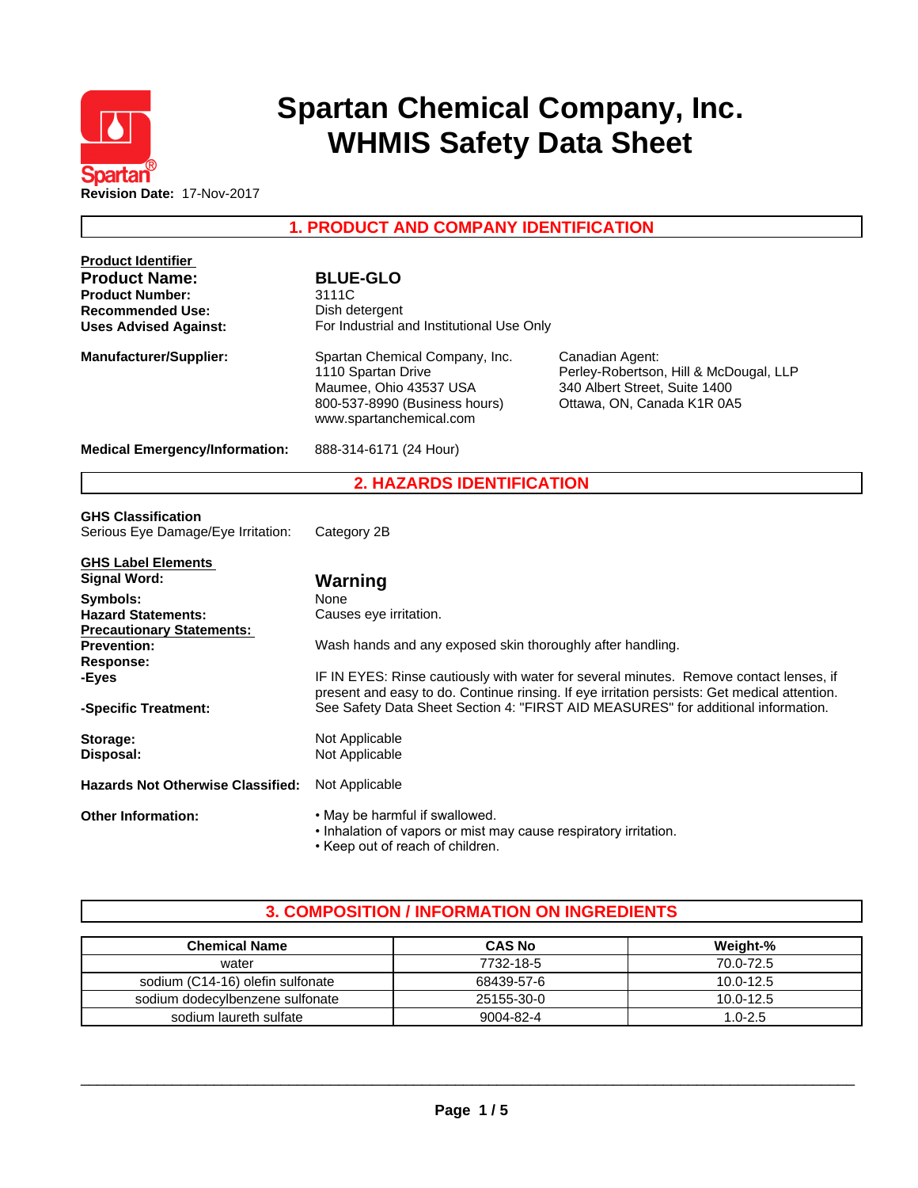# Spartan Chemical Company, Inc.
# WHMIS Safety Data Sheet

Spartan®

**Revision Date:** 17-Nov-2017

## 1. PRODUCT AND COMPANY IDENTIFICATION

**Product Identifier**

| | |
|---|---|
| **Product Name:** | **BLUE-GLO** |
| **Product Number:** | 3111C |
| **Recommended Use:** | Dish detergent |
| **Uses Advised Against:** | For Industrial and Institutional Use Only |

**Manufacturer/Supplier:**

Spartan Chemical Company, Inc.
1110 Spartan Drive
Maumee, Ohio 43537 USA
800-537-8990 (Business hours)
www.spartanchemical.com

Canadian Agent:
Perley-Robertson, Hill & McDougal, LLP
340 Albert Street, Suite 1400
Ottawa, ON, Canada K1R 0A5

**Medical Emergency/Information:** 888-314-6171 (24 Hour)

## 2. HAZARDS IDENTIFICATION

**GHS Classification**

Serious Eye Damage/Eye Irritation: Category 2B

**GHS Label Elements**

**Signal Word:** **Warning**

**Symbols:** None

**Hazard Statements:** Causes eye irritation.

**Precautionary Statements:**

**Prevention:** Wash hands and any exposed skin thoroughly after handling.

**Response:**

**-Eyes** IF IN EYES: Rinse cautiously with water for several minutes. Remove contact lenses, if present and easy to do. Continue rinsing. If eye irritation persists: Get medical attention.

**-Specific Treatment:** See Safety Data Sheet Section 4: "FIRST AID MEASURES" for additional information.

**Storage:** Not Applicable

**Disposal:** Not Applicable

**Hazards Not Otherwise Classified:** Not Applicable

**Other Information:**

- May be harmful if swallowed.
- Inhalation of vapors or mist may cause respiratory irritation.
- Keep out of reach of children.

## 3. COMPOSITION / INFORMATION ON INGREDIENTS

| Chemical Name | CAS No | Weight-% |
|---|---|---|
| water | 7732-18-5 | 70.0-72.5 |
| sodium (C14-16) olefin sulfonate | 68439-57-6 | 10.0-12.5 |
| sodium dodecylbenzene sulfonate | 25155-30-0 | 10.0-12.5 |
| sodium laureth sulfate | 9004-82-4 | 1.0-2.5 |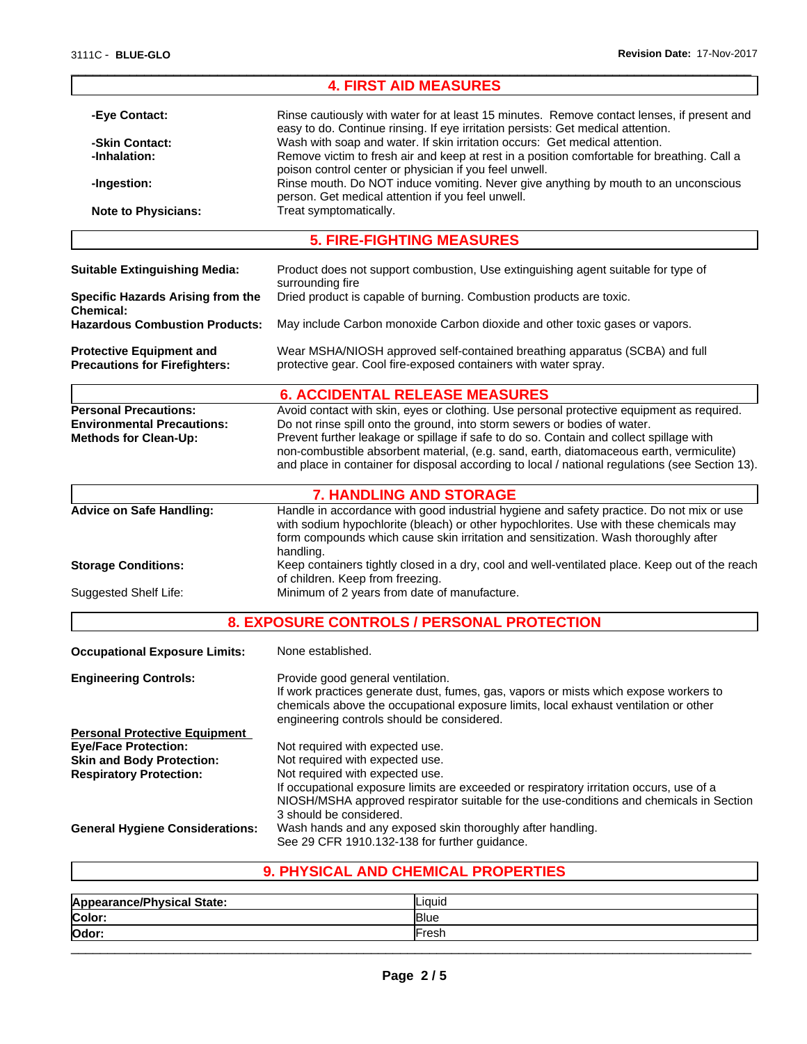## 4. FIRST AID MEASURES

**-Eye Contact:** Rinse cautiously with water for at least 15 minutes. Remove contact lenses, if present and easy to do. Continue rinsing. If eye irritation persists: Get medical attention.

**-Skin Contact:** Wash with soap and water. If skin irritation occurs: Get medical attention.

**-Inhalation:** Remove victim to fresh air and keep at rest in a position comfortable for breathing. Call a poison control center or physician if you feel unwell.

**-Ingestion:** Rinse mouth. Do NOT induce vomiting. Never give anything by mouth to an unconscious person. Get medical attention if you feel unwell.

**Note to Physicians:** Treat symptomatically.

## 5. FIRE-FIGHTING MEASURES

**Suitable Extinguishing Media:** Product does not support combustion, Use extinguishing agent suitable for type of surrounding fire

**Specific Hazards Arising from the Chemical:** Dried product is capable of burning. Combustion products are toxic.

**Hazardous Combustion Products:** May include Carbon monoxide Carbon dioxide and other toxic gases or vapors.

**Protective Equipment and Precautions for Firefighters:** Wear MSHA/NIOSH approved self-contained breathing apparatus (SCBA) and full protective gear. Cool fire-exposed containers with water spray.

## 6. ACCIDENTAL RELEASE MEASURES

**Personal Precautions:** Avoid contact with skin, eyes or clothing. Use personal protective equipment as required.

**Environmental Precautions:** Do not rinse spill onto the ground, into storm sewers or bodies of water.

**Methods for Clean-Up:** Prevent further leakage or spillage if safe to do so. Contain and collect spillage with non-combustible absorbent material, (e.g. sand, earth, diatomaceous earth, vermiculite) and place in container for disposal according to local / national regulations (see Section 13).

## 7. HANDLING AND STORAGE

**Advice on Safe Handling:** Handle in accordance with good industrial hygiene and safety practice. Do not mix or use with sodium hypochlorite (bleach) or other hypochlorites. Use with these chemicals may form compounds which cause skin irritation and sensitization. Wash thoroughly after handling.

**Storage Conditions:** Keep containers tightly closed in a dry, cool and well-ventilated place. Keep out of the reach of children. Keep from freezing.

Suggested Shelf Life: Minimum of 2 years from date of manufacture.

## 8. EXPOSURE CONTROLS / PERSONAL PROTECTION

**Occupational Exposure Limits:** None established.

**Engineering Controls:** Provide good general ventilation.
If work practices generate dust, fumes, gas, vapors or mists which expose workers to chemicals above the occupational exposure limits, local exhaust ventilation or other engineering controls should be considered.

**Personal Protective Equipment**

**Eye/Face Protection:** Not required with expected use.

**Skin and Body Protection:** Not required with expected use.

**Respiratory Protection:** Not required with expected use.
If occupational exposure limits are exceeded or respiratory irritation occurs, use of a NIOSH/MSHA approved respirator suitable for the use-conditions and chemicals in Section 3 should be considered.

**General Hygiene Considerations:** Wash hands and any exposed skin thoroughly after handling.
See 29 CFR 1910.132-138 for further guidance.

## 9. PHYSICAL AND CHEMICAL PROPERTIES

| | |
|---|---|
| **Appearance/Physical State:** | Liquid |
| **Color:** | Blue |
| **Odor:** | Fresh |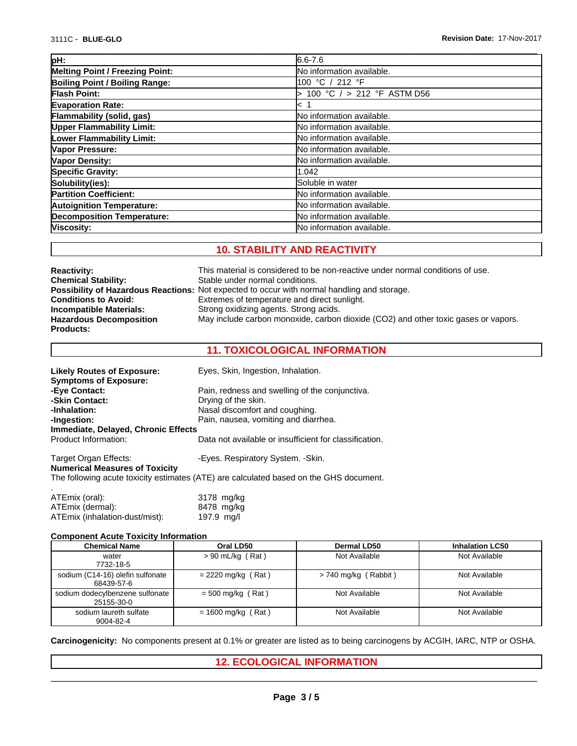| pH: | 6.6-7.6 |
|---|---|
| Melting Point / Freezing Point: | No information available. |
| Boiling Point / Boiling Range: | 100 °C / 212 °F |
| Flash Point: | > 100 °C / > 212 °F ASTM D56 |
| Evaporation Rate: | < 1 |
| Flammability (solid, gas) | No information available. |
| Upper Flammability Limit: | No information available. |
| Lower Flammability Limit: | No information available. |
| Vapor Pressure: | No information available. |
| Vapor Density: | No information available. |
| Specific Gravity: | 1.042 |
| Solubility(ies): | Soluble in water |
| Partition Coefficient: | No information available. |
| Autoignition Temperature: | No information available. |
| Decomposition Temperature: | No information available. |
| Viscosity: | No information available. |

## 10. STABILITY AND REACTIVITY

**Reactivity:** This material is considered to be non-reactive under normal conditions of use.
**Chemical Stability:** Stable under normal conditions.
**Possibility of Hazardous Reactions:** Not expected to occur with normal handling and storage.
**Conditions to Avoid:** Extremes of temperature and direct sunlight.
**Incompatible Materials:** Strong oxidizing agents. Strong acids.
**Hazardous Decomposition Products:** May include carbon monoxide, carbon dioxide ($CO_2$) and other toxic gases or vapors.

## 11. TOXICOLOGICAL INFORMATION

**Likely Routes of Exposure:** Eyes, Skin, Ingestion, Inhalation.
**Symptoms of Exposure:**
**-Eye Contact:** Pain, redness and swelling of the conjunctiva.
**-Skin Contact:** Drying of the skin.
**-Inhalation:** Nasal discomfort and coughing.
**-Ingestion:** Pain, nausea, vomiting and diarrhea.
**Immediate, Delayed, Chronic Effects**
Product Information: Data not available or insufficient for classification.

Target Organ Effects: -Eyes. Respiratory System. -Skin.
**Numerical Measures of Toxicity**
The following acute toxicity estimates (ATE) are calculated based on the GHS document.
.
ATEmix (oral): 3178 mg/kg
ATEmix (dermal): 8478 mg/kg
ATEmix (inhalation-dust/mist): 197.9 mg/l

**Component Acute Toxicity Information**

| Chemical Name | Oral LD50 | Dermal LD50 | Inhalation LC50 |
|---|---|---|---|
| water<br>7732-18-5 | > 90 mL/kg ( Rat ) | Not Available | Not Available |
| sodium (C14-16) olefin sulfonate<br>68439-57-6 | = 2220 mg/kg ( Rat ) | > 740 mg/kg ( Rabbit ) | Not Available |
| sodium dodecylbenzene sulfonate<br>25155-30-0 | = 500 mg/kg ( Rat ) | Not Available | Not Available |
| sodium laureth sulfate<br>9004-82-4 | = 1600 mg/kg ( Rat ) | Not Available | Not Available |

**Carcinogenicity:** No components present at 0.1% or greater are listed as to being carcinogens by ACGIH, IARC, NTP or OSHA.

## 12. ECOLOGICAL INFORMATION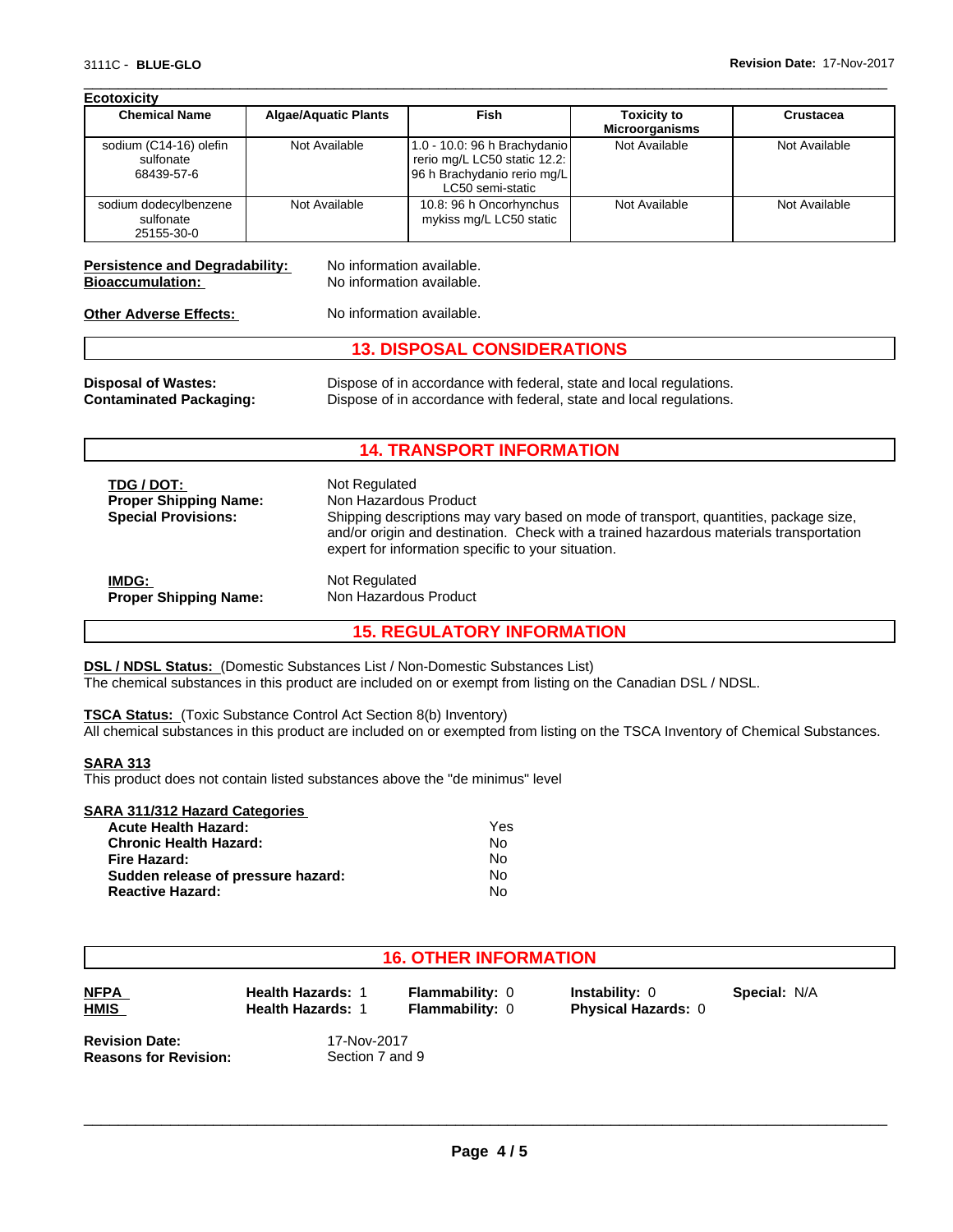**Ecotoxicity**

| Chemical Name | Algae/Aquatic Plants | Fish | Toxicity to Microorganisms | Crustacea |
|---|---|---|---|---|
| sodium (C14-16) olefin sulfonate 68439-57-6 | Not Available | 1.0 - 10.0: 96 h Brachydanio rerio mg/L LC50 static 12.2: 96 h Brachydanio rerio mg/L LC50 semi-static | Not Available | Not Available |
| sodium dodecylbenzene sulfonate 25155-30-0 | Not Available | 10.8: 96 h Oncorhynchus mykiss mg/L LC50 static | Not Available | Not Available |

**Persistence and Degradability:** No information available.
**Bioaccumulation:** No information available.

**Other Adverse Effects:** No information available.

## 13. DISPOSAL CONSIDERATIONS

**Disposal of Wastes:** Dispose of in accordance with federal, state and local regulations.
**Contaminated Packaging:** Dispose of in accordance with federal, state and local regulations.

## 14. TRANSPORT INFORMATION

**TDG / DOT:** Not Regulated
**Proper Shipping Name:** Non Hazardous Product
**Special Provisions:** Shipping descriptions may vary based on mode of transport, quantities, package size, and/or origin and destination. Check with a trained hazardous materials transportation expert for information specific to your situation.

**IMDG:** Not Regulated
**Proper Shipping Name:** Non Hazardous Product

## 15. REGULATORY INFORMATION

**DSL / NDSL Status:** (Domestic Substances List / Non-Domestic Substances List)
The chemical substances in this product are included on or exempt from listing on the Canadian DSL / NDSL.

**TSCA Status:** (Toxic Substance Control Act Section 8(b) Inventory)
All chemical substances in this product are included on or exempted from listing on the TSCA Inventory of Chemical Substances.

**SARA 313**
This product does not contain listed substances above the "de minimus" level

**SARA 311/312 Hazard Categories**

| | |
|---|---|
| **Acute Health Hazard:** | Yes |
| **Chronic Health Hazard:** | No |
| **Fire Hazard:** | No |
| **Sudden release of pressure hazard:** | No |
| **Reactive Hazard:** | No |

## 16. OTHER INFORMATION

| | | | | |
|---|---|---|---|---|
| **NFPA** | **Health Hazards:** 1 | **Flammability:** 0 | **Instability:** 0 | **Special:** N/A |
| **HMIS** | **Health Hazards:** 1 | **Flammability:** 0 | **Physical Hazards:** 0 | |

**Revision Date:** 17-Nov-2017
**Reasons for Revision:** Section 7 and 9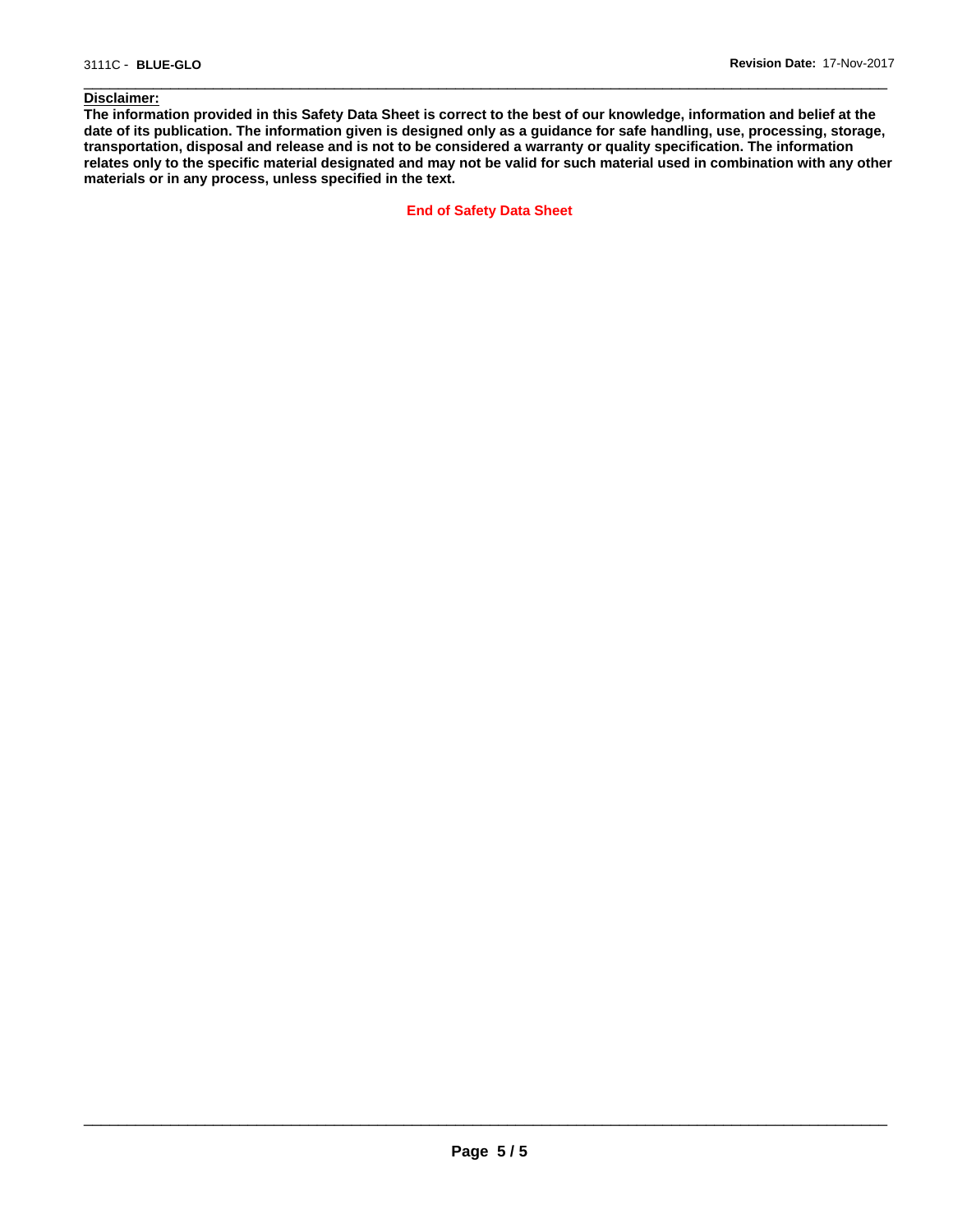**Disclaimer:**

**The information provided in this Safety Data Sheet is correct to the best of our knowledge, information and belief at the date of its publication. The information given is designed only as a guidance for safe handling, use, processing, storage, transportation, disposal and release and is not to be considered a warranty or quality specification. The information relates only to the specific material designated and may not be valid for such material used in combination with any other materials or in any process, unless specified in the text.**

**End of Safety Data Sheet**